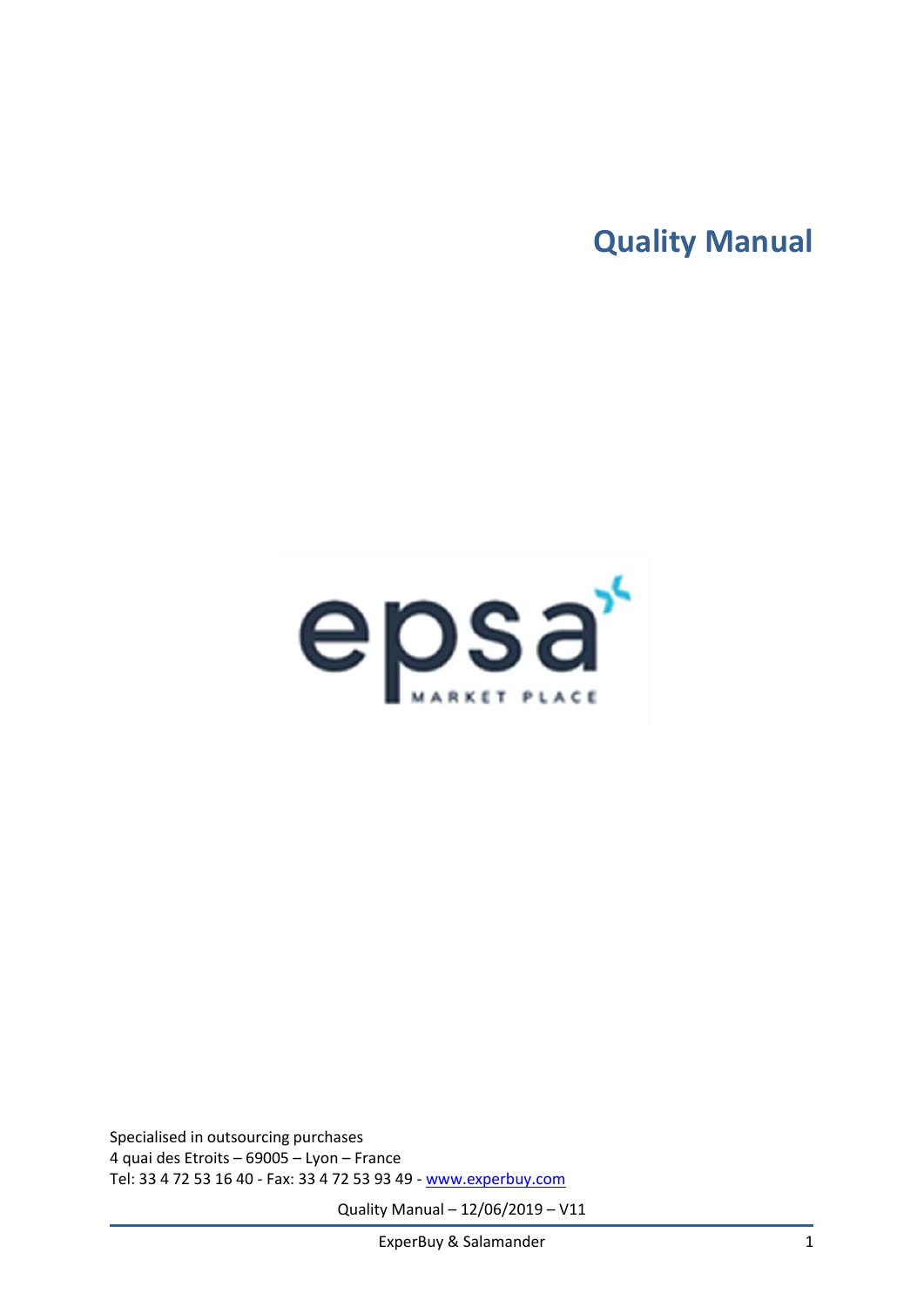# Quality Manual

epsa

MARKET PLACE

Specialised in outsourcing purchases
4 quai des Etroits – 69005 – Lyon – France
Tel: 33 4 72 53 16 40 - Fax: 33 4 72 53 93 49 - www.experbuy.com

Quality Manual – 12/06/2019 – V11

ExperBuy & Salamander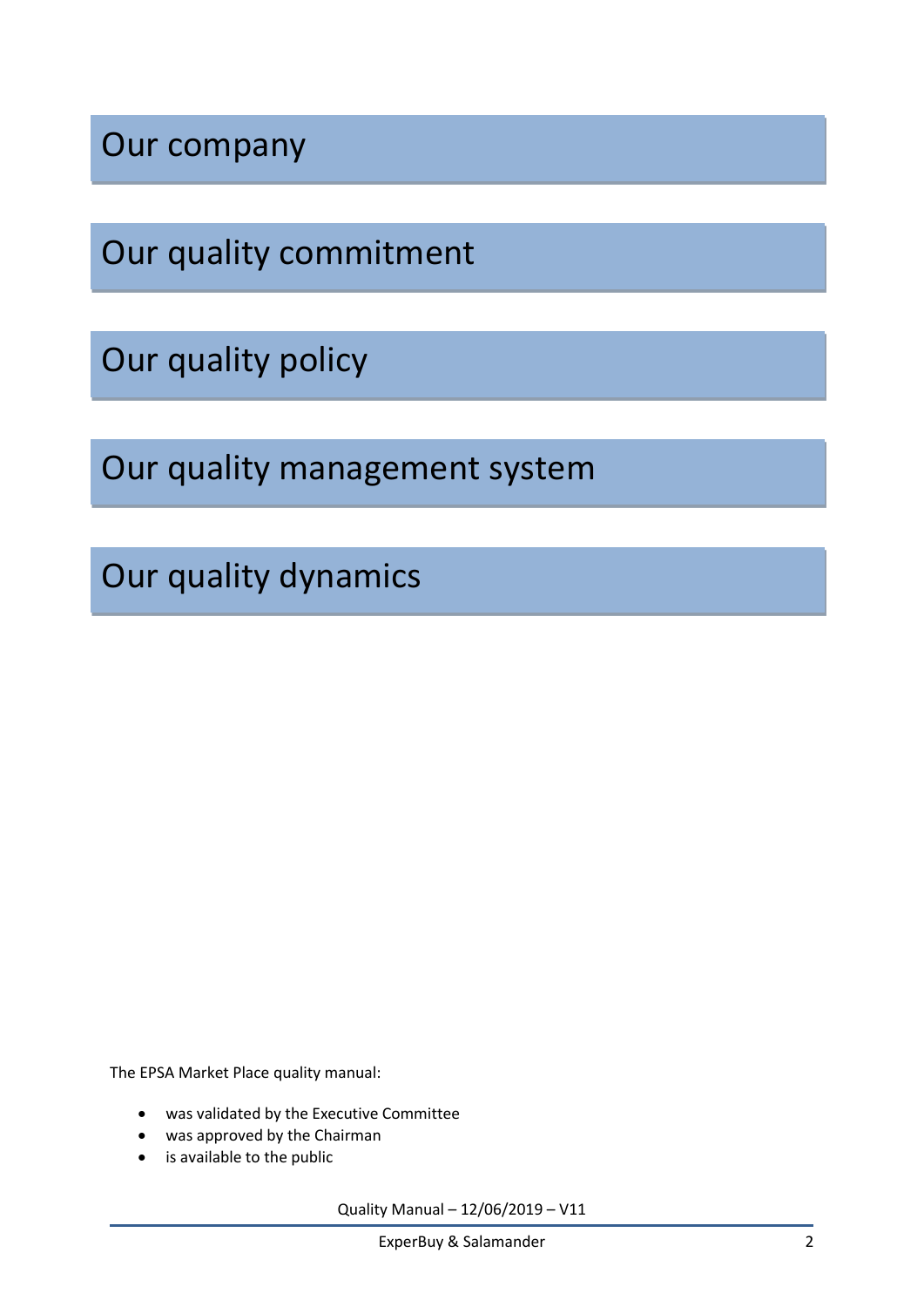# Our company

# Our quality commitment

# Our quality policy

# Our quality management system

# Our quality dynamics

The EPSA Market Place quality manual:

- was validated by the Executive Committee
- was approved by the Chairman
- is available to the public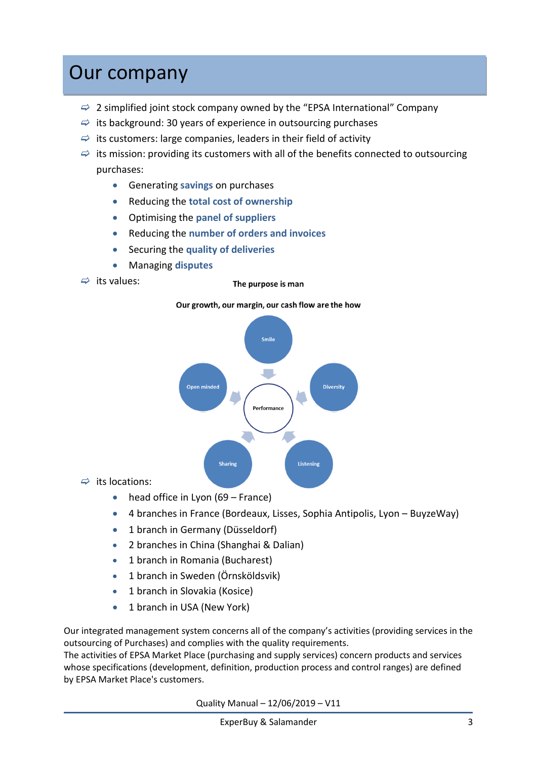# Our company

- 2 simplified joint stock company owned by the "EPSA International" Company
- its background: 30 years of experience in outsourcing purchases
- its customers: large companies, leaders in their field of activity
- its mission: providing its customers with all of the benefits connected to outsourcing purchases:
  - Generating **savings** on purchases
  - Reducing the **total cost of ownership**
  - Optimising the **panel of suppliers**
  - Reducing the **number of orders and invoices**
  - Securing the **quality of deliveries**
  - Managing **disputes**
- its values:

**The purpose is man**

**Our growth, our margin, our cash flow are the how**

Smile, Open minded, Diversity, Performance, Sharing, Listening

- its locations:
  - head office in Lyon (69 – France)
  - 4 branches in France (Bordeaux, Lisses, Sophia Antipolis, Lyon – BuyzeWay)
  - 1 branch in Germany (Düsseldorf)
  - 2 branches in China (Shanghai & Dalian)
  - 1 branch in Romania (Bucharest)
  - 1 branch in Sweden (Örnsköldsvik)
  - 1 branch in Slovakia (Kosice)
  - 1 branch in USA (New York)

Our integrated management system concerns all of the company's activities (providing services in the outsourcing of Purchases) and complies with the quality requirements.
The activities of EPSA Market Place (purchasing and supply services) concern products and services whose specifications (development, definition, production process and control ranges) are defined by EPSA Market Place's customers.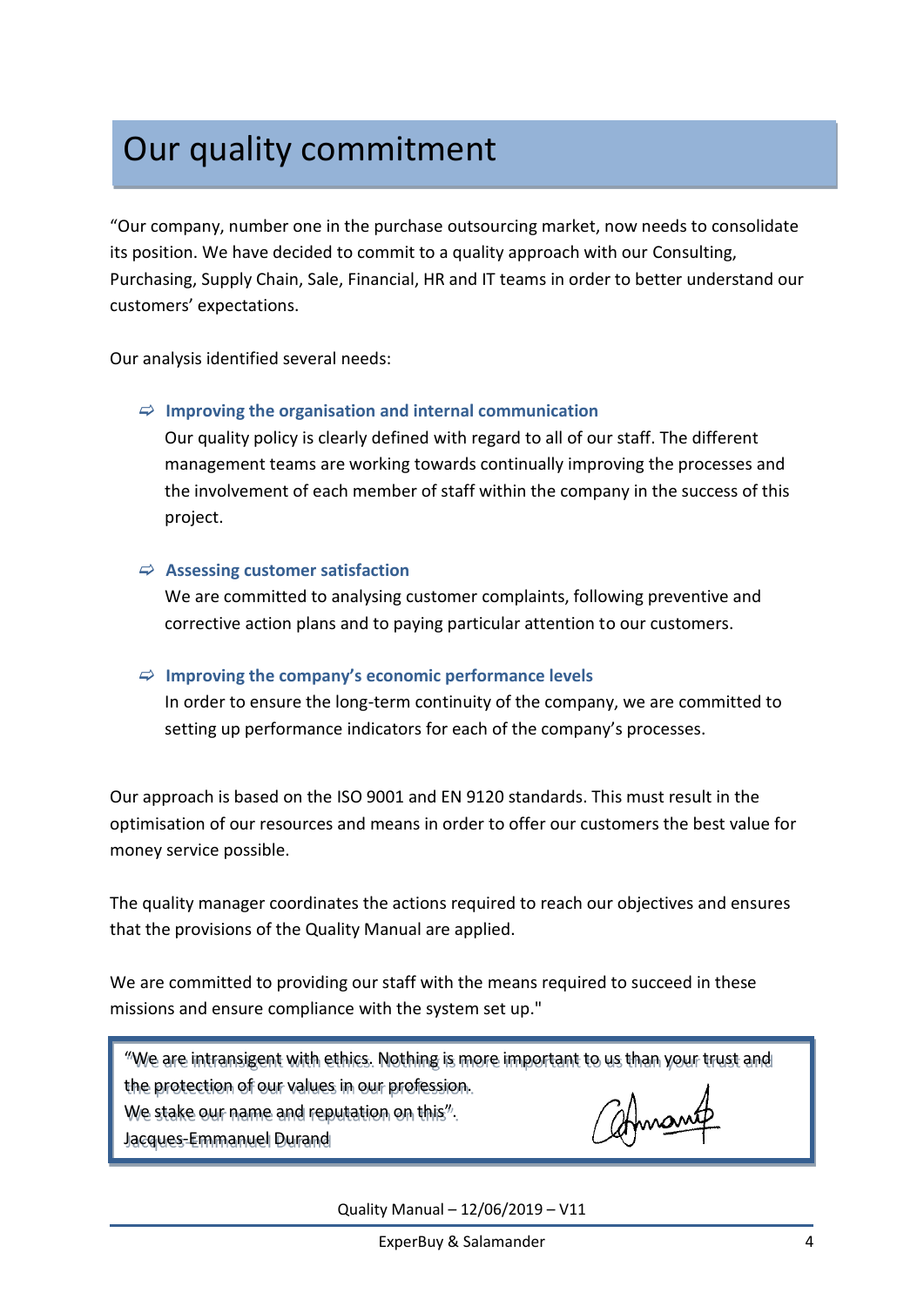# Our quality commitment

"Our company, number one in the purchase outsourcing market, now needs to consolidate its position. We have decided to commit to a quality approach with our Consulting, Purchasing, Supply Chain, Sale, Financial, HR and IT teams in order to better understand our customers' expectations.

Our analysis identified several needs:

- **Improving the organisation and internal communication**
  Our quality policy is clearly defined with regard to all of our staff. The different management teams are working towards continually improving the processes and the involvement of each member of staff within the company in the success of this project.

- **Assessing customer satisfaction**
  We are committed to analysing customer complaints, following preventive and corrective action plans and to paying particular attention to our customers.

- **Improving the company's economic performance levels**
  In order to ensure the long-term continuity of the company, we are committed to setting up performance indicators for each of the company's processes.

Our approach is based on the ISO 9001 and EN 9120 standards. This must result in the optimisation of our resources and means in order to offer our customers the best value for money service possible.

The quality manager coordinates the actions required to reach our objectives and ensures that the provisions of the Quality Manual are applied.

We are committed to providing our staff with the means required to succeed in these missions and ensure compliance with the system set up."

> "We are intransigent with ethics. Nothing is more important to us than your trust and the protection of our values in our profession.
> We stake our name and reputation on this".
> Jacques-Emmanuel Durand

Quality Manual – 12/06/2019 – V11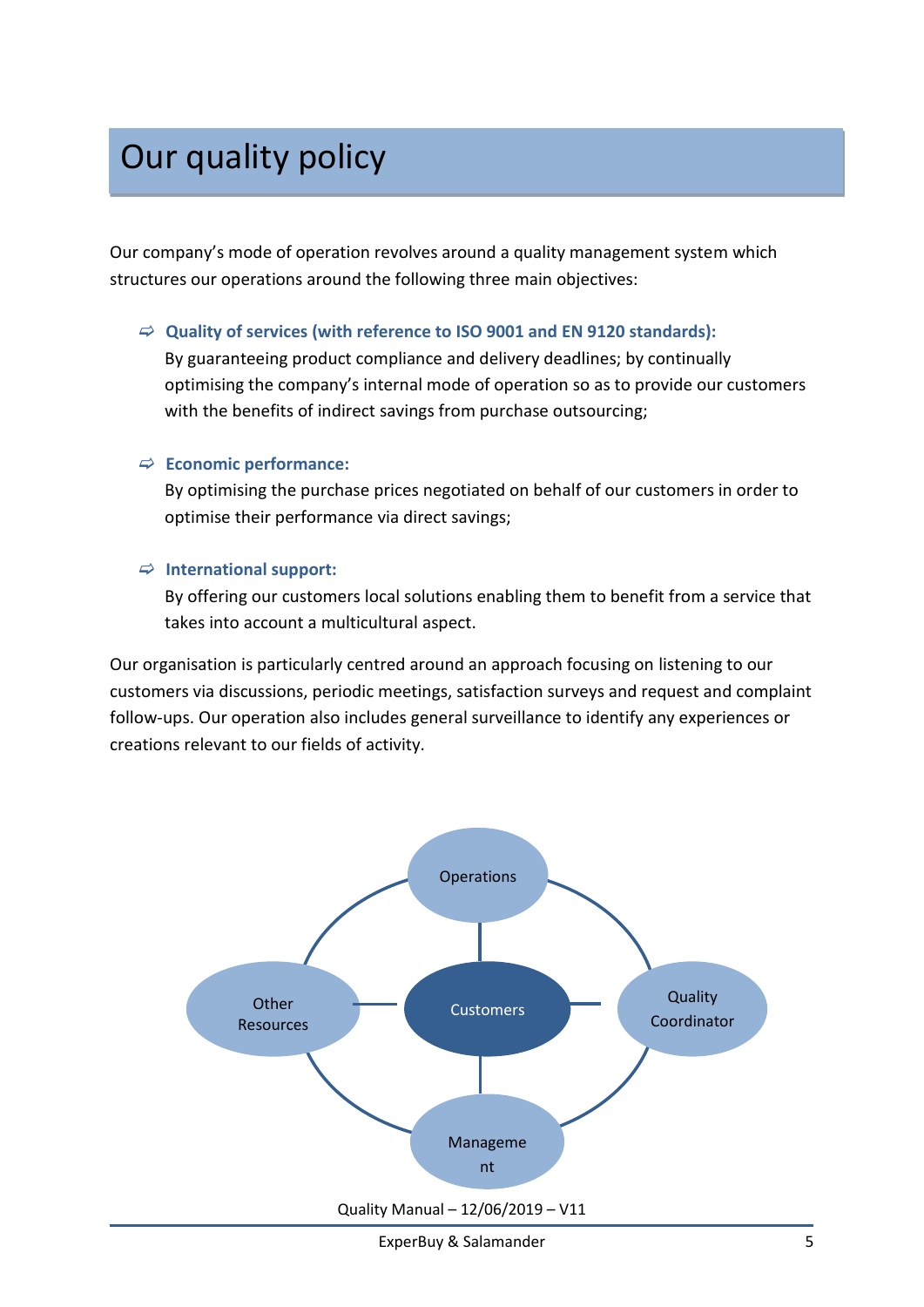# Our quality policy

Our company's mode of operation revolves around a quality management system which structures our operations around the following three main objectives:

- **Quality of services (with reference to ISO 9001 and EN 9120 standards):**
  By guaranteeing product compliance and delivery deadlines; by continually optimising the company's internal mode of operation so as to provide our customers with the benefits of indirect savings from purchase outsourcing;

- **Economic performance:**
  By optimising the purchase prices negotiated on behalf of our customers in order to optimise their performance via direct savings;

- **International support:**
  By offering our customers local solutions enabling them to benefit from a service that takes into account a multicultural aspect.

Our organisation is particularly centred around an approach focusing on listening to our customers via discussions, periodic meetings, satisfaction surveys and request and complaint follow-ups. Our operation also includes general surveillance to identify any experiences or creations relevant to our fields of activity.

Operations

Other Resources

Customers

Quality Coordinator

Management

Quality Manual – 12/06/2019 – V11

ExperBuy & Salamander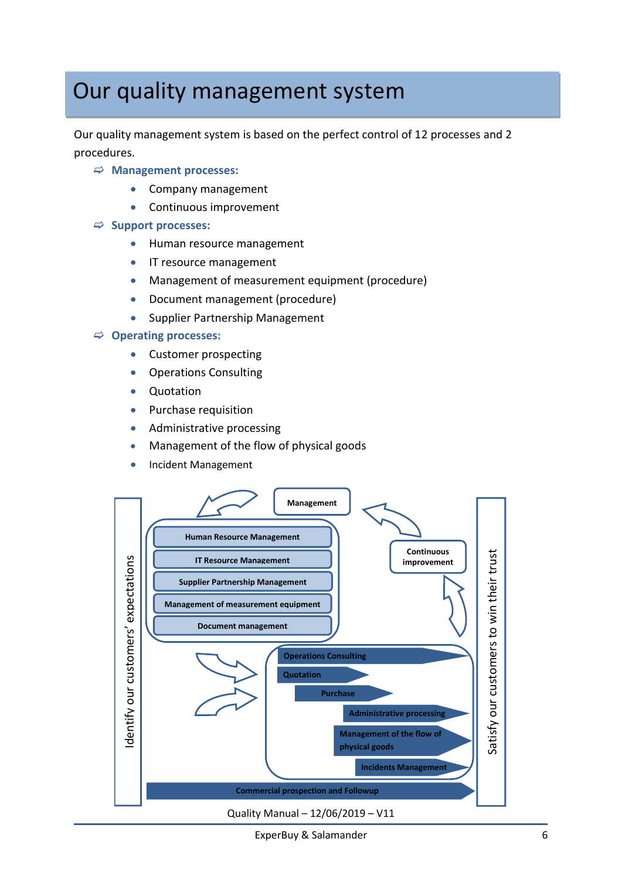# Our quality management system

Our quality management system is based on the perfect control of 12 processes and 2 procedures.

- **Management processes:**
  - Company management
  - Continuous improvement
- **Support processes:**
  - Human resource management
  - IT resource management
  - Management of measurement equipment (procedure)
  - Document management (procedure)
  - Supplier Partnership Management
- **Operating processes:**
  - Customer prospecting
  - Operations Consulting
  - Quotation
  - Purchase requisition
  - Administrative processing
  - Management of the flow of physical goods
  - Incident Management

Identify our customers' expectations

Management

Human Resource Management

IT Resource Management

Supplier Partnership Management

Management of measurement equipment

Document management

Continuous improvement

Operations Consulting

Quotation

Purchase

Administrative processing

Management of the flow of physical goods

Incidents Management

Commercial prospection and Followup

Satisfy our customers to win their trust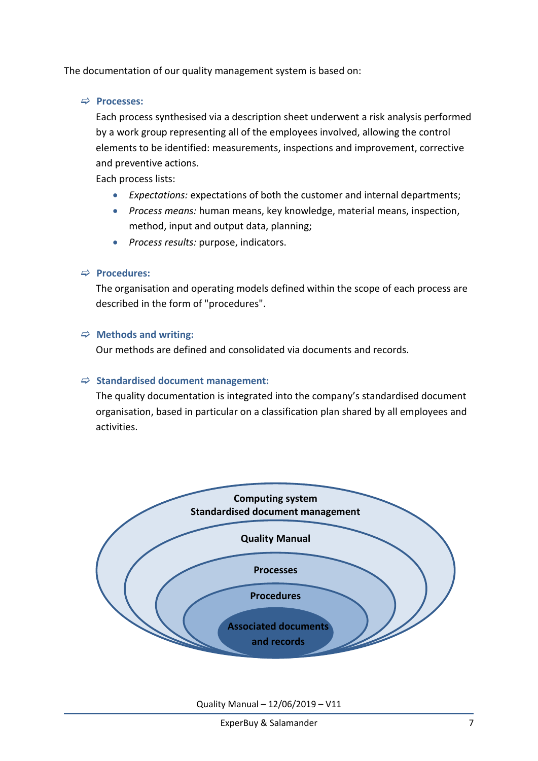The documentation of our quality management system is based on:

⇨ **Processes:**

Each process synthesised via a description sheet underwent a risk analysis performed by a work group representing all of the employees involved, allowing the control elements to be identified: measurements, inspections and improvement, corrective and preventive actions.

Each process lists:

- *Expectations:* expectations of both the customer and internal departments;
- *Process means:* human means, key knowledge, material means, inspection, method, input and output data, planning;
- *Process results:* purpose, indicators.

⇨ **Procedures:**

The organisation and operating models defined within the scope of each process are described in the form of "procedures".

⇨ **Methods and writing:**

Our methods are defined and consolidated via documents and records.

⇨ **Standardised document management:**

The quality documentation is integrated into the company's standardised document organisation, based in particular on a classification plan shared by all employees and activities.

**Computing system**
**Standardised document management**

**Quality Manual**

**Processes**

**Procedures**

**Associated documents and records**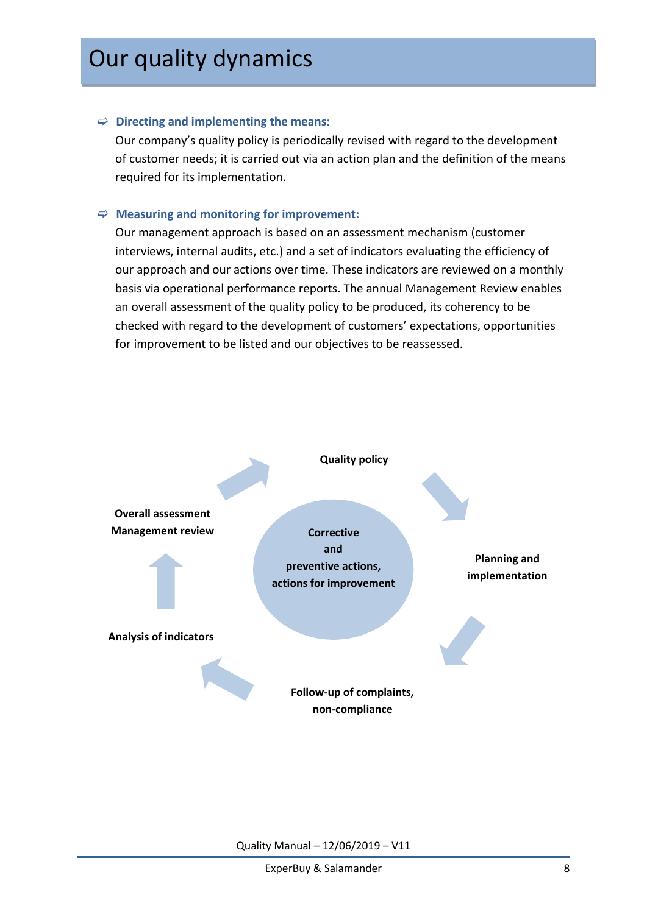# Our quality dynamics

- **Directing and implementing the means:**

  Our company's quality policy is periodically revised with regard to the development of customer needs; it is carried out via an action plan and the definition of the means required for its implementation.

- **Measuring and monitoring for improvement:**

  Our management approach is based on an assessment mechanism (customer interviews, internal audits, etc.) and a set of indicators evaluating the efficiency of our approach and our actions over time. These indicators are reviewed on a monthly basis via operational performance reports. The annual Management Review enables an overall assessment of the quality policy to be produced, its coherency to be checked with regard to the development of customers' expectations, opportunities for improvement to be listed and our objectives to be reassessed.

**Quality policy**

**Planning and implementation**

**Follow-up of complaints, non-compliance**

**Analysis of indicators**

**Overall assessment Management review**

**Corrective and preventive actions, actions for improvement**